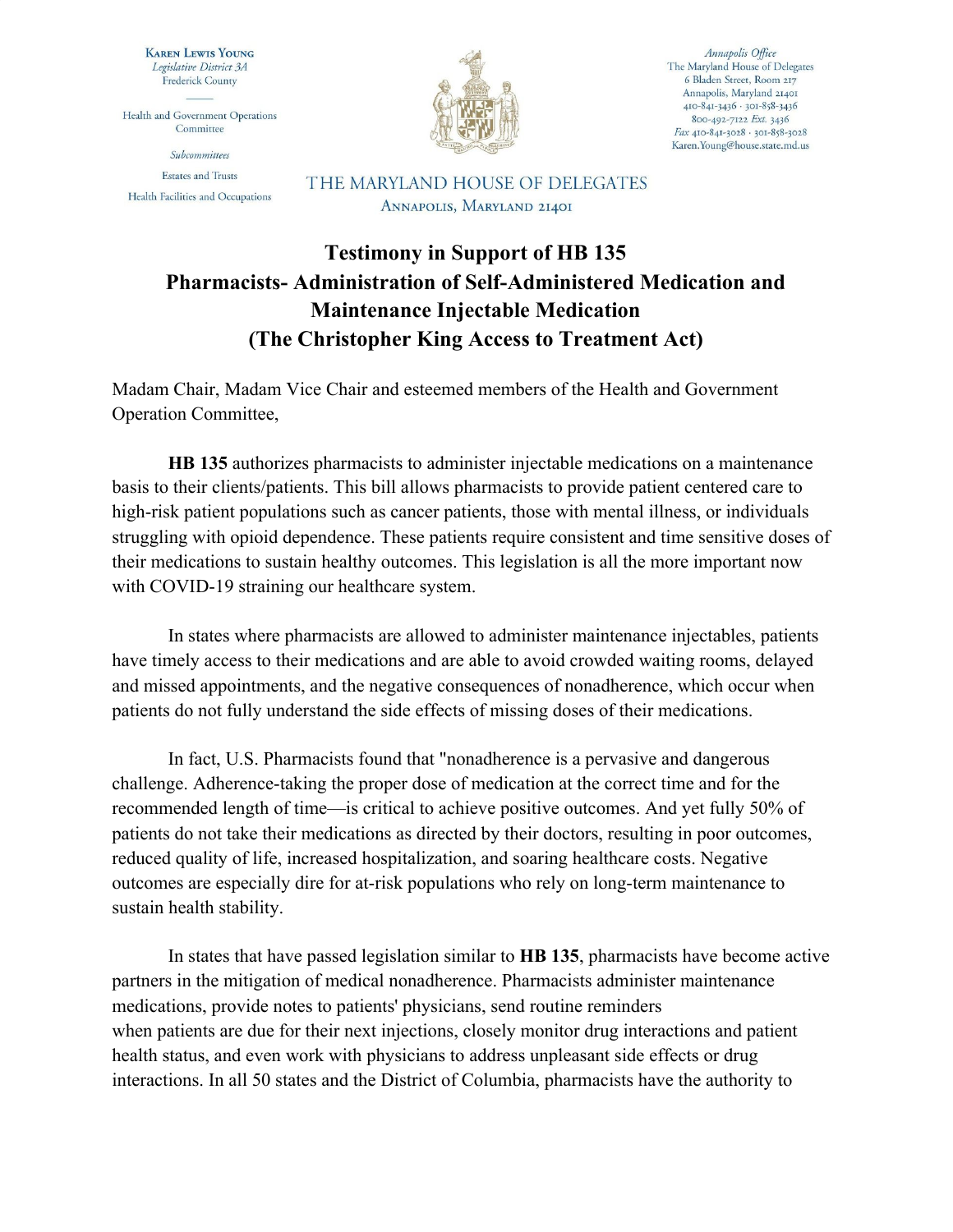**Karen Lewis Young**
*Legislative District 3A*
Frederick County

Health and Government Operations Committee

*Subcommittees*

Estates and Trusts

Health Facilities and Occupations

THE MARYLAND HOUSE OF DELEGATES
ANNAPOLIS, MARYLAND 21401

*Annapolis Office*
The Maryland House of Delegates
6 Bladen Street, Room 217
Annapolis, Maryland 21401
410-841-3436 · 301-858-3436
800-492-7122 *Ext.* 3436
*Fax* 410-841-3028 · 301-858-3028
Karen.Young@house.state.md.us

# Testimony in Support of HB 135
## Pharmacists- Administration of Self-Administered Medication and Maintenance Injectable Medication
## (The Christopher King Access to Treatment Act)

Madam Chair, Madam Vice Chair and esteemed members of the Health and Government Operation Committee,

**HB 135** authorizes pharmacists to administer injectable medications on a maintenance basis to their clients/patients. This bill allows pharmacists to provide patient centered care to high-risk patient populations such as cancer patients, those with mental illness, or individuals struggling with opioid dependence. These patients require consistent and time sensitive doses of their medications to sustain healthy outcomes. This legislation is all the more important now with COVID-19 straining our healthcare system.

In states where pharmacists are allowed to administer maintenance injectables, patients have timely access to their medications and are able to avoid crowded waiting rooms, delayed and missed appointments, and the negative consequences of nonadherence, which occur when patients do not fully understand the side effects of missing doses of their medications.

In fact, U.S. Pharmacists found that "nonadherence is a pervasive and dangerous challenge. Adherence-taking the proper dose of medication at the correct time and for the recommended length of time—is critical to achieve positive outcomes. And yet fully 50% of patients do not take their medications as directed by their doctors, resulting in poor outcomes, reduced quality of life, increased hospitalization, and soaring healthcare costs. Negative outcomes are especially dire for at-risk populations who rely on long-term maintenance to sustain health stability.

In states that have passed legislation similar to **HB 135**, pharmacists have become active partners in the mitigation of medical nonadherence. Pharmacists administer maintenance medications, provide notes to patients' physicians, send routine reminders when patients are due for their next injections, closely monitor drug interactions and patient health status, and even work with physicians to address unpleasant side effects or drug interactions. In all 50 states and the District of Columbia, pharmacists have the authority to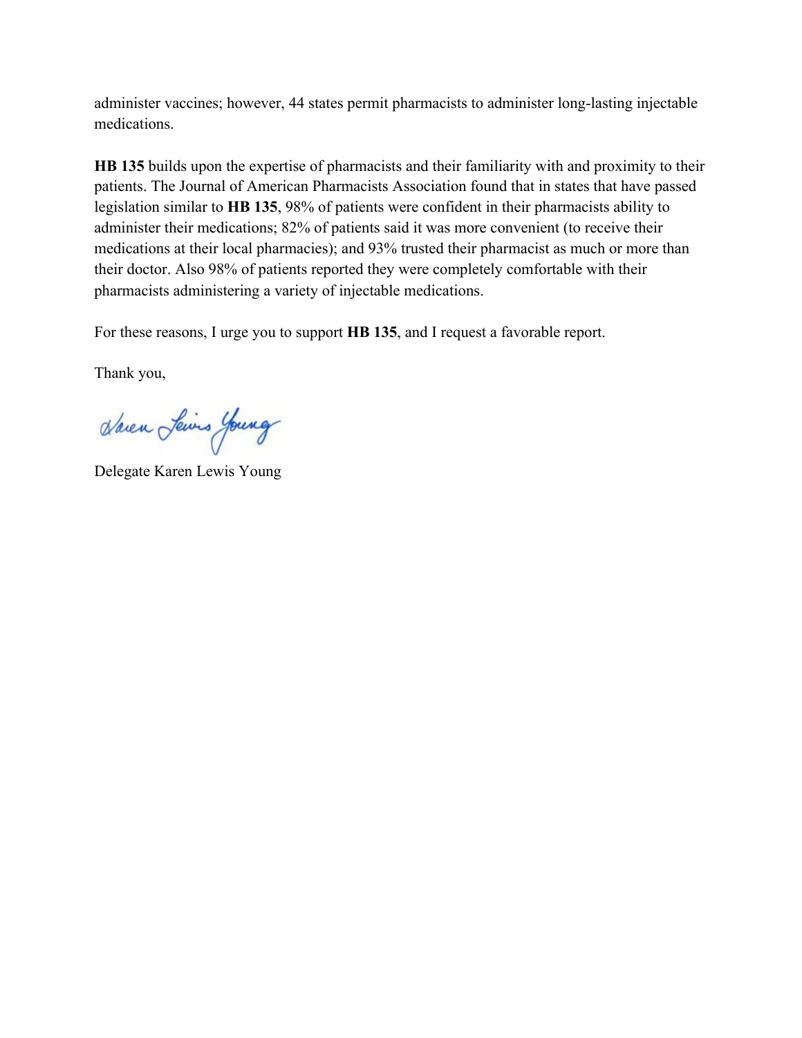administer vaccines; however, 44 states permit pharmacists to administer long-lasting injectable medications.

**HB 135** builds upon the expertise of pharmacists and their familiarity with and proximity to their patients. The Journal of American Pharmacists Association found that in states that have passed legislation similar to **HB 135**, 98% of patients were confident in their pharmacists ability to administer their medications; 82% of patients said it was more convenient (to receive their medications at their local pharmacies); and 93% trusted their pharmacist as much or more than their doctor. Also 98% of patients reported they were completely comfortable with their pharmacists administering a variety of injectable medications.

For these reasons, I urge you to support **HB 135**, and I request a favorable report.

Thank you,

Karen Lewis Young

Delegate Karen Lewis Young